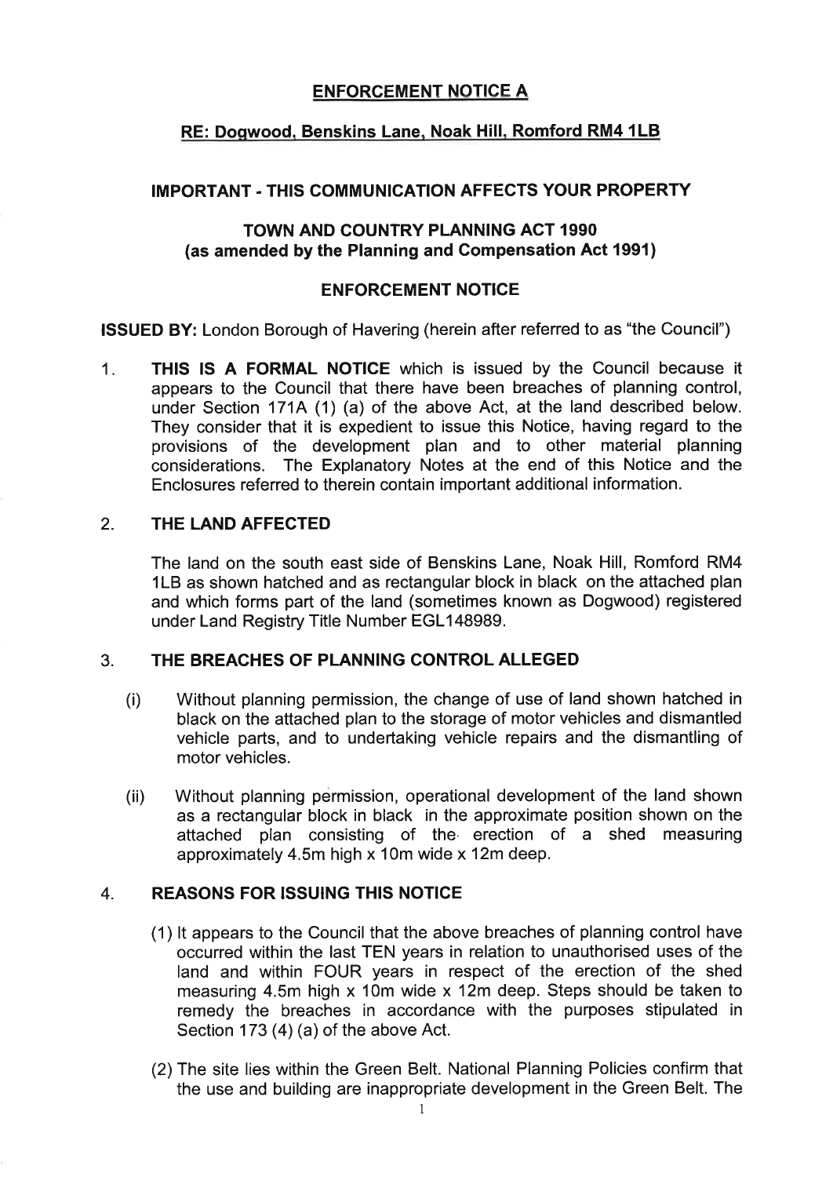# ENFORCEMENT NOTICE A

## RE: Dogwood, Benskins Lane, Noak Hill, Romford RM4 1LB

### IMPORTANT - THIS COMMUNICATION AFFECTS YOUR PROPERTY

### TOWN AND COUNTRY PLANNING ACT 1990 (as amended by the Planning and Compensation Act 1991)

### ENFORCEMENT NOTICE

**ISSUED BY:** London Borough of Havering (herein after referred to as "the Council")

1. **THIS IS A FORMAL NOTICE** which is issued by the Council because it appears to the Council that there have been breaches of planning control, under Section 171A (1) (a) of the above Act, at the land described below. They consider that it is expedient to issue this Notice, having regard to the provisions of the development plan and to other material planning considerations. The Explanatory Notes at the end of this Notice and the Enclosures referred to therein contain important additional information.

2. **THE LAND AFFECTED**

   The land on the south east side of Benskins Lane, Noak Hill, Romford RM4 1LB as shown hatched and as rectangular block in black on the attached plan and which forms part of the land (sometimes known as Dogwood) registered under Land Registry Title Number EGL148989.

3. **THE BREACHES OF PLANNING CONTROL ALLEGED**

   (i) Without planning permission, the change of use of land shown hatched in black on the attached plan to the storage of motor vehicles and dismantled vehicle parts, and to undertaking vehicle repairs and the dismantling of motor vehicles.

   (ii) Without planning permission, operational development of the land shown as a rectangular block in black in the approximate position shown on the attached plan consisting of the erection of a shed measuring approximately 4.5m high x 10m wide x 12m deep.

4. **REASONS FOR ISSUING THIS NOTICE**

   (1) It appears to the Council that the above breaches of planning control have occurred within the last TEN years in relation to unauthorised uses of the land and within FOUR years in respect of the erection of the shed measuring 4.5m high x 10m wide x 12m deep. Steps should be taken to remedy the breaches in accordance with the purposes stipulated in Section 173 (4) (a) of the above Act.

   (2) The site lies within the Green Belt. National Planning Policies confirm that the use and building are inappropriate development in the Green Belt. The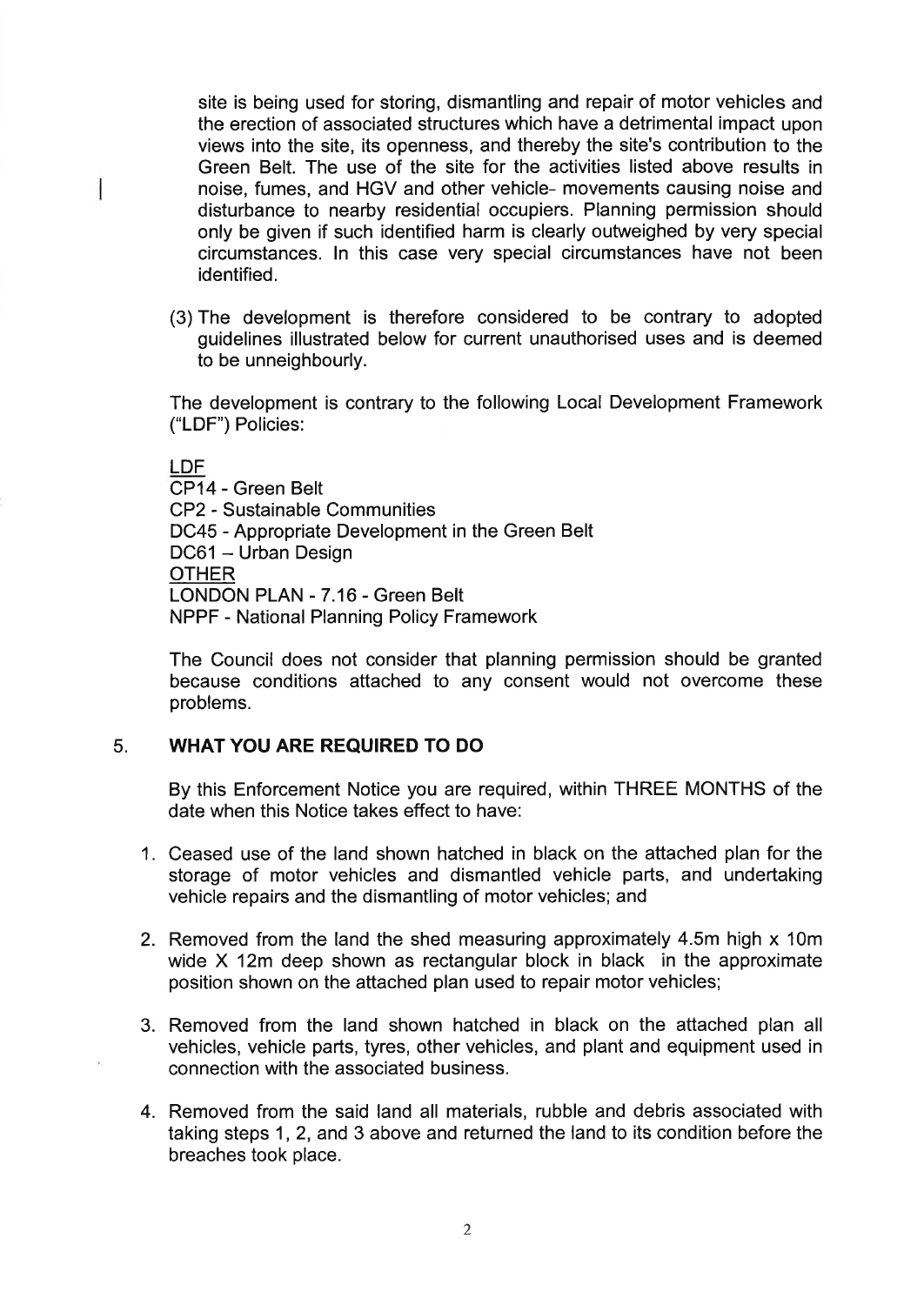site is being used for storing, dismantling and repair of motor vehicles and the erection of associated structures which have a detrimental impact upon views into the site, its openness, and thereby the site's contribution to the Green Belt. The use of the site for the activities listed above results in noise, fumes, and HGV and other vehicle- movements causing noise and disturbance to nearby residential occupiers. Planning permission should only be given if such identified harm is clearly outweighed by very special circumstances. In this case very special circumstances have not been identified.

(3) The development is therefore considered to be contrary to adopted guidelines illustrated below for current unauthorised uses and is deemed to be unneighbourly.

The development is contrary to the following Local Development Framework ("LDF") Policies:

LDF
CP14 - Green Belt
CP2 - Sustainable Communities
DC45 - Appropriate Development in the Green Belt
DC61 – Urban Design
OTHER
LONDON PLAN - 7.16 - Green Belt
NPPF - National Planning Policy Framework

The Council does not consider that planning permission should be granted because conditions attached to any consent would not overcome these problems.

## 5. WHAT YOU ARE REQUIRED TO DO

By this Enforcement Notice you are required, within THREE MONTHS of the date when this Notice takes effect to have:

1. Ceased use of the land shown hatched in black on the attached plan for the storage of motor vehicles and dismantled vehicle parts, and undertaking vehicle repairs and the dismantling of motor vehicles; and

2. Removed from the land the shed measuring approximately 4.5m high x 10m wide X 12m deep shown as rectangular block in black in the approximate position shown on the attached plan used to repair motor vehicles;

3. Removed from the land shown hatched in black on the attached plan all vehicles, vehicle parts, tyres, other vehicles, and plant and equipment used in connection with the associated business.

4. Removed from the said land all materials, rubble and debris associated with taking steps 1, 2, and 3 above and returned the land to its condition before the breaches took place.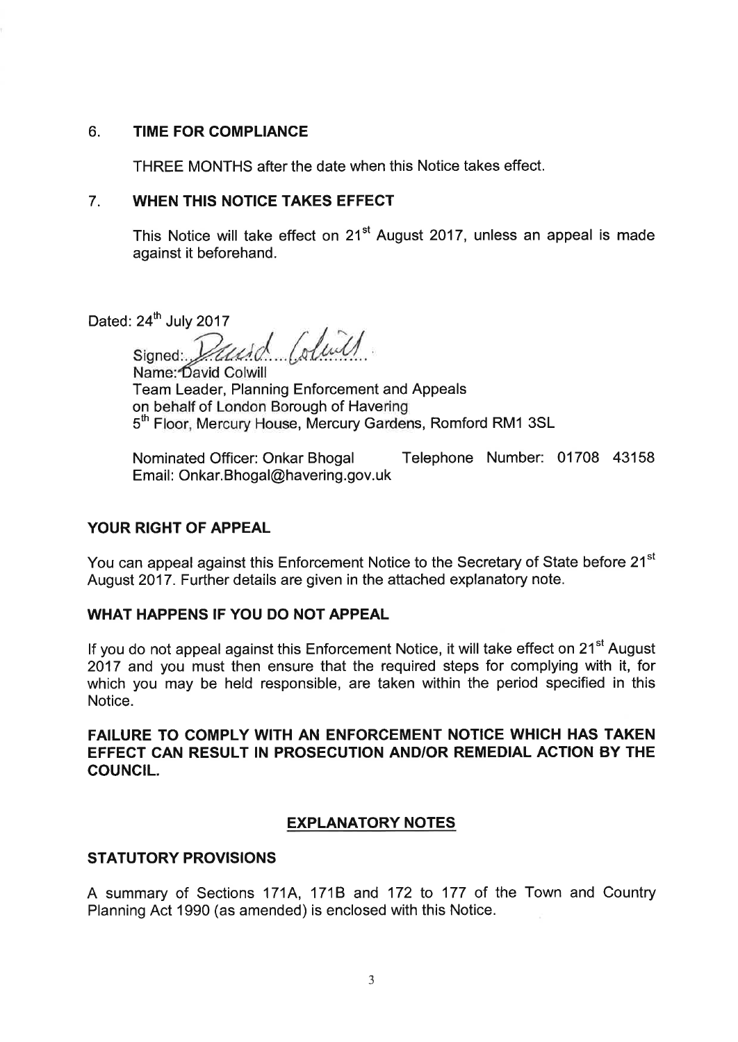## 6. TIME FOR COMPLIANCE

THREE MONTHS after the date when this Notice takes effect.

## 7. WHEN THIS NOTICE TAKES EFFECT

This Notice will take effect on 21st August 2017, unless an appeal is made against it beforehand.

Dated: 24th July 2017

Signed: David Colwill

Name: David Colwill
Team Leader, Planning Enforcement and Appeals
on behalf of London Borough of Havering
5th Floor, Mercury House, Mercury Gardens, Romford RM1 3SL

Nominated Officer: Onkar Bhogal     Telephone Number: 01708 43158
Email: Onkar.Bhogal@havering.gov.uk

### YOUR RIGHT OF APPEAL

You can appeal against this Enforcement Notice to the Secretary of State before 21st August 2017. Further details are given in the attached explanatory note.

### WHAT HAPPENS IF YOU DO NOT APPEAL

If you do not appeal against this Enforcement Notice, it will take effect on 21st August 2017 and you must then ensure that the required steps for complying with it, for which you may be held responsible, are taken within the period specified in this Notice.

**FAILURE TO COMPLY WITH AN ENFORCEMENT NOTICE WHICH HAS TAKEN EFFECT CAN RESULT IN PROSECUTION AND/OR REMEDIAL ACTION BY THE COUNCIL.**

## EXPLANATORY NOTES

### STATUTORY PROVISIONS

A summary of Sections 171A, 171B and 172 to 177 of the Town and Country Planning Act 1990 (as amended) is enclosed with this Notice.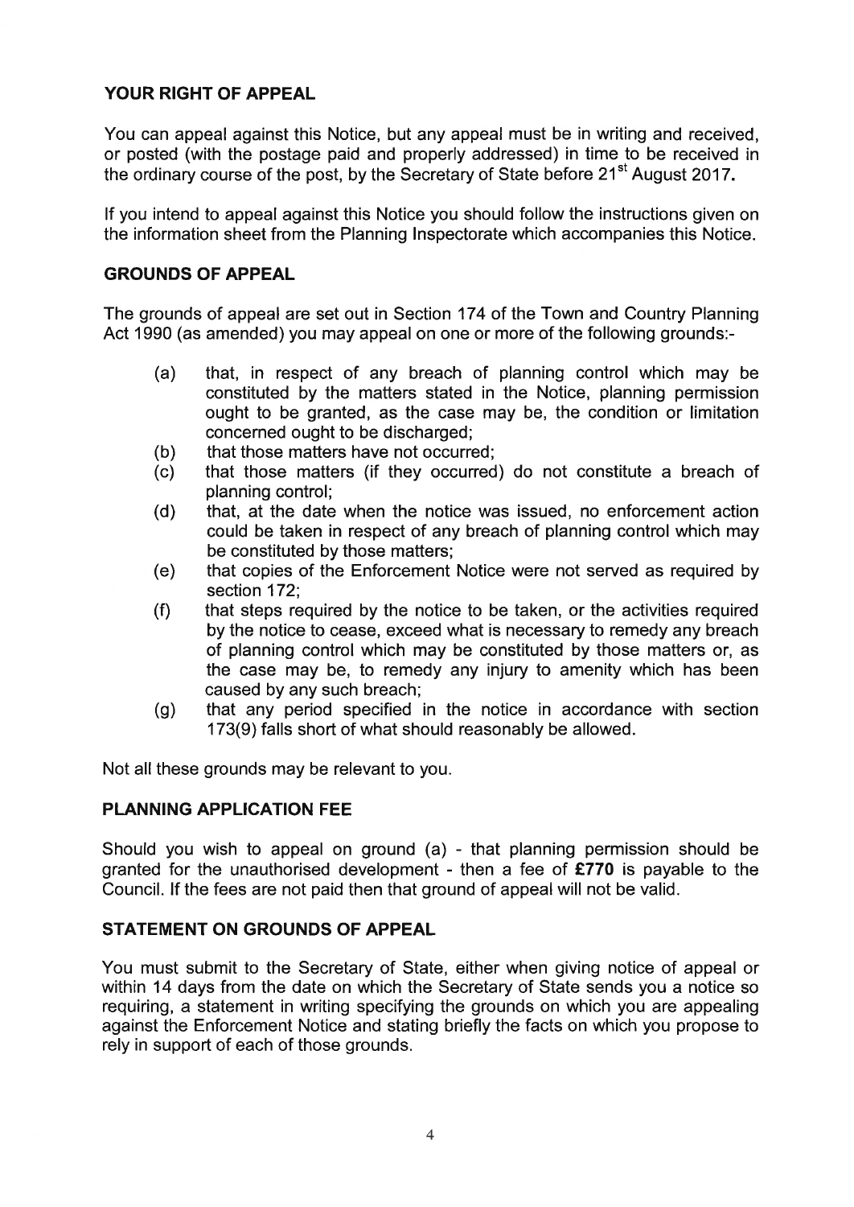## YOUR RIGHT OF APPEAL

You can appeal against this Notice, but any appeal must be in writing and received, or posted (with the postage paid and properly addressed) in time to be received in the ordinary course of the post, by the Secretary of State before 21st August 2017.

If you intend to appeal against this Notice you should follow the instructions given on the information sheet from the Planning Inspectorate which accompanies this Notice.

## GROUNDS OF APPEAL

The grounds of appeal are set out in Section 174 of the Town and Country Planning Act 1990 (as amended) you may appeal on one or more of the following grounds:-

- (a) that, in respect of any breach of planning control which may be constituted by the matters stated in the Notice, planning permission ought to be granted, as the case may be, the condition or limitation concerned ought to be discharged;
- (b) that those matters have not occurred;
- (c) that those matters (if they occurred) do not constitute a breach of planning control;
- (d) that, at the date when the notice was issued, no enforcement action could be taken in respect of any breach of planning control which may be constituted by those matters;
- (e) that copies of the Enforcement Notice were not served as required by section 172;
- (f) that steps required by the notice to be taken, or the activities required by the notice to cease, exceed what is necessary to remedy any breach of planning control which may be constituted by those matters or, as the case may be, to remedy any injury to amenity which has been caused by any such breach;
- (g) that any period specified in the notice in accordance with section 173(9) falls short of what should reasonably be allowed.

Not all these grounds may be relevant to you.

## PLANNING APPLICATION FEE

Should you wish to appeal on ground (a) - that planning permission should be granted for the unauthorised development - then a fee of **£770** is payable to the Council. If the fees are not paid then that ground of appeal will not be valid.

## STATEMENT ON GROUNDS OF APPEAL

You must submit to the Secretary of State, either when giving notice of appeal or within 14 days from the date on which the Secretary of State sends you a notice so requiring, a statement in writing specifying the grounds on which you are appealing against the Enforcement Notice and stating briefly the facts on which you propose to rely in support of each of those grounds.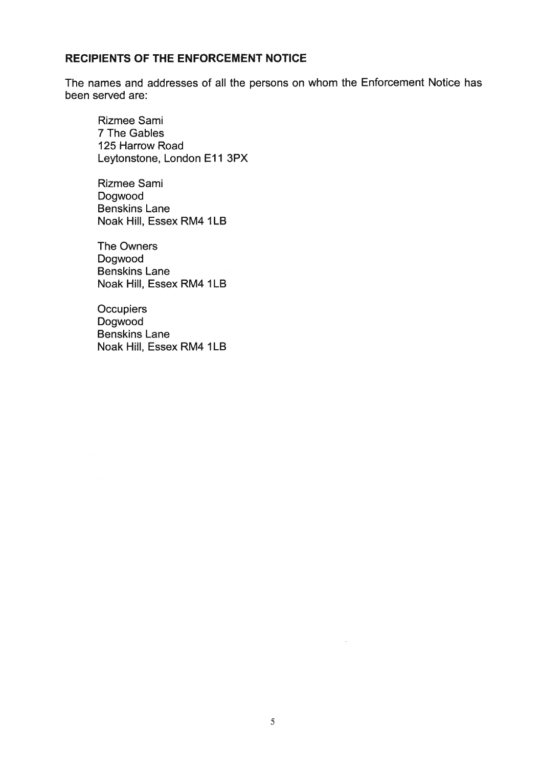## RECIPIENTS OF THE ENFORCEMENT NOTICE

The names and addresses of all the persons on whom the Enforcement Notice has been served are:

Rizmee Sami
7 The Gables
125 Harrow Road
Leytonstone, London E11 3PX

Rizmee Sami
Dogwood
Benskins Lane
Noak Hill, Essex RM4 1LB

The Owners
Dogwood
Benskins Lane
Noak Hill, Essex RM4 1LB

Occupiers
Dogwood
Benskins Lane
Noak Hill, Essex RM4 1LB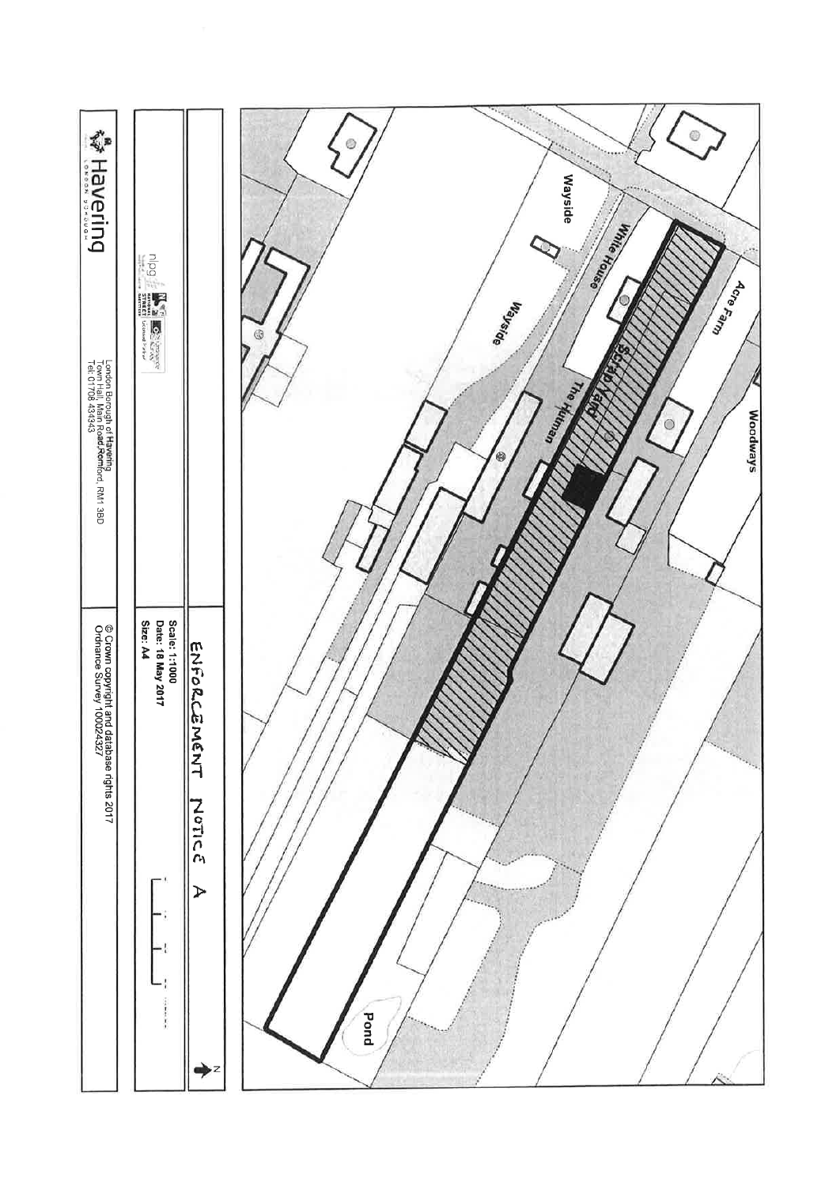Acre Farm

Woodways

White House

Wayside

Wayside

Scrap Yard

The Hutman

Pond

ENFORCEMENT NOTICE A

N

Scale: 1:1000
Date: 18 May 2017
Size: A4

Havering
LONDON BOROUGH

London Borough of Havering
Town Hall, Main Road, Romford, RM1 3BD
Tel: 01708 434343

© Crown copyright and database rights 2017
Ordnance Survey 100024327